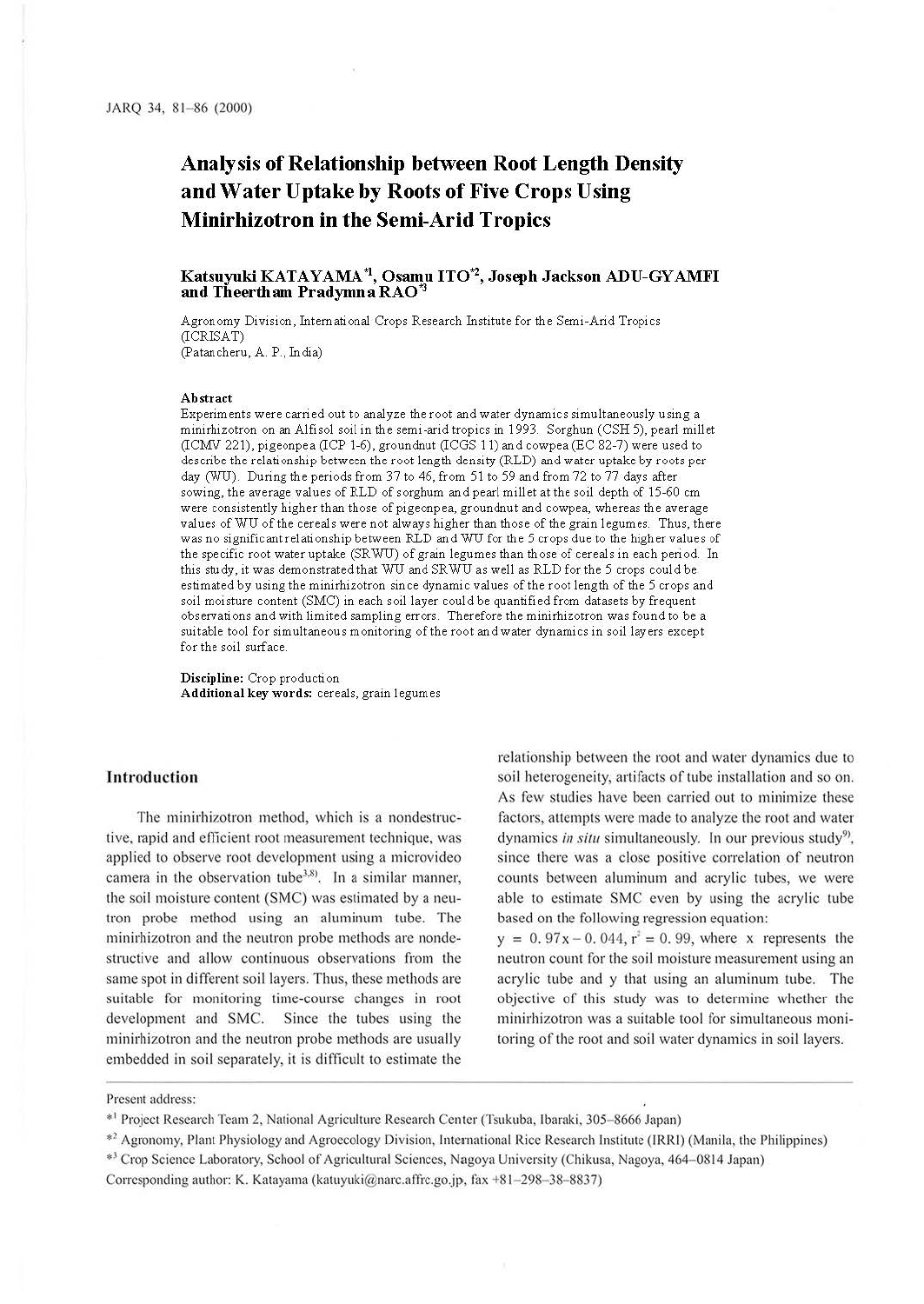# Analysis of Relationship between Root Length Density and Water Uptake by Roots of Five Crops Using Minirhizotron in the Semi-Arid Tropics

**Katsuyuki KATAYAMA[*1], Osamu ITO[*2], Joseph Jackson ADU-GYAMFI and Theertham Pradymna RAO[*3]**

Agronomy Division, International Crops Research Institute for the Semi-Arid Tropics (ICRISAT)
(Patancheru, A. P., India)

### Abstract

Experiments were carried out to analyze the root and water dynamics simultaneously using a minirhizotron on an Alfisol soil in the semi-arid tropics in 1993. Sorghun (CSH 5), pearl millet (ICMV 221), pigeonpea (ICP 1-6), groundnut (ICGS 11) and cowpea (EC 82-7) were used to describe the relationship between the root length density (RLD) and water uptake by roots per day (WU). During the periods from 37 to 46, from 51 to 59 and from 72 to 77 days after sowing, the average values of RLD of sorghum and pearl millet at the soil depth of 15-60 cm were consistently higher than those of pigeonpea, groundnut and cowpea, whereas the average values of WU of the cereals were not always higher than those of the grain legumes. Thus, there was no significant relationship between RLD and WU for the 5 crops due to the higher values of the specific root water uptake (SRWU) of grain legumes than those of cereals in each period. In this study, it was demonstrated that WU and SRWU as well as RLD for the 5 crops could be estimated by using the minirhizotron since dynamic values of the root length of the 5 crops and soil moisture content (SMC) in each soil layer could be quantified from datasets by frequent observations and with limited sampling errors. Therefore the minirhizotron was found to be a suitable tool for simultaneous monitoring of the root and water dynamics in soil layers except for the soil surface.

**Discipline:** Crop production
**Additional key words:** cereals, grain legumes

## Introduction

The minirhizotron method, which is a nondestructive, rapid and efficient root measurement technique, was applied to observe root development using a microvideo camera in the observation tube[3,8]. In a similar manner, the soil moisture content (SMC) was estimated by a neutron probe method using an aluminum tube. The minirhizotron and the neutron probe methods are nondestructive and allow continuous observations from the same spot in different soil layers. Thus, these methods are suitable for monitoring time-course changes in root development and SMC. Since the tubes using the minirhizotron and the neutron probe methods are usually embedded in soil separately, it is difficult to estimate the relationship between the root and water dynamics due to soil heterogeneity, artifacts of tube installation and so on. As few studies have been carried out to minimize these factors, attempts were made to analyze the root and water dynamics *in situ* simultaneously. In our previous study[9], since there was a close positive correlation of neutron counts between aluminum and acrylic tubes, we were able to estimate SMC even by using the acrylic tube based on the following regression equation:

$y = 0.97x - 0.044$, $r^2 = 0.99$, where x represents the neutron count for the soil moisture measurement using an acrylic tube and y that using an aluminum tube. The objective of this study was to determine whether the minirhizotron was a suitable tool for simultaneous monitoring of the root and soil water dynamics in soil layers.

---

Present address:

[*1] Project Research Team 2, National Agriculture Research Center (Tsukuba, Ibaraki, 305–8666 Japan)

[*2] Agronomy, Plant Physiology and Agroecology Division, International Rice Research Institute (IRRI) (Manila, the Philippines)

[*3] Crop Science Laboratory, School of Agricultural Sciences, Nagoya University (Chikusa, Nagoya, 464–0814 Japan)

Corresponding author: K. Katayama (katuyuki@narc.affrc.go.jp, fax +81–298–38–8837)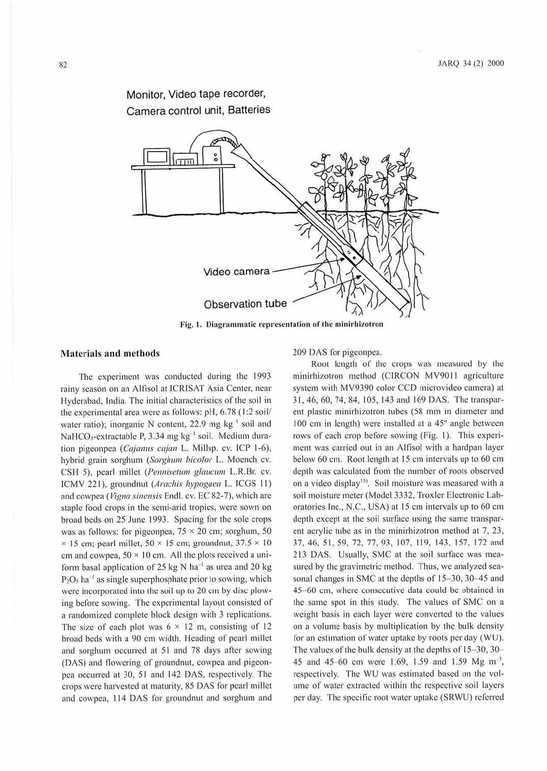Monitor, Video tape recorder, Camera control unit, Batteries

Video camera

Observation tube

Fig. 1. Diagrammatic representation of the minirhizotron

## Materials and methods

The experiment was conducted during the 1993 rainy season on an Alfisol at ICRISAT Asia Center, near Hyderabad, India. The initial characteristics of the soil in the experimental area were as follows: pH, 6.78 (1:2 soil/water ratio); inorganic N content, 22.9 mg $kg^{-1}$ soil and $NaHCO_3$-extractable P, 3.34 mg $kg^{-1}$ soil. Medium duration pigeonpea (*Cajanus cajan* L. Millsp. cv. ICP 1-6), hybrid grain sorghum (*Sorghum bicolor* L. Moench cv. CSH 5), pearl millet (*Pennisetum glaucum* L.R.Br. cv. ICMV 221), groundnut (*Arachis hypogaea* L. ICGS 11) and cowpea (*Vigna sinensis* Endl. cv. EC 82-7), which are staple food crops in the semi-arid tropics, were sown on broad beds on 25 June 1993. Spacing for the sole crops was as follows: for pigeonpea, 75 × 20 cm; sorghum, 50 × 15 cm; pearl millet, 50 × 15 cm; groundnut, 37.5 × 10 cm and cowpea, 50 × 10 cm. All the plots received a uniform basal application of 25 kg N $ha^{-1}$ as urea and 20 kg $P_2O_5$ $ha^{-1}$ as single superphosphate prior to sowing, which were incorporated into the soil up to 20 cm by disc plowing before sowing. The experimental layout consisted of a randomized complete block design with 3 replications. The size of each plot was 6 × 12 m, consisting of 12 broad beds with a 90 cm width. Heading of pearl millet and sorghum occurred at 51 and 78 days after sowing (DAS) and flowering of groundnut, cowpea and pigeonpea occurred at 30, 51 and 142 DAS, respectively. The crops were harvested at maturity, 85 DAS for pearl millet and cowpea, 114 DAS for groundnut and sorghum and 209 DAS for pigeonpea.

Root length of the crops was measured by the minirhizotron method (CIRCON MV9011 agriculture system with MV9390 color CCD microvideo camera) at 31, 46, 60, 74, 84, 105, 143 and 169 DAS. The transparent plastic minirhizotron tubes (58 mm in diameter and 100 cm in length) were installed at a 45° angle between rows of each crop before sowing (Fig. 1). This experiment was carried out in an Alfisol with a hardpan layer below 60 cm. Root length at 15 cm intervals up to 60 cm depth was calculated from the number of roots observed on a video display[15]. Soil moisture was measured with a soil moisture meter (Model 3332, Troxler Electronic Laboratories Inc., N.C., USA) at 15 cm intervals up to 60 cm depth except at the soil surface using the same transparent acrylic tube as in the minirhizotron method at 7, 23, 37, 46, 51, 59, 72, 77, 93, 107, 119, 143, 157, 172 and 213 DAS. Usually, SMC at the soil surface was measured by the gravimetric method. Thus, we analyzed seasonal changes in SMC at the depths of 15–30, 30–45 and 45–60 cm, where consecutive data could be obtained in the same spot in this study. The values of SMC on a weight basis in each layer were converted to the values on a volume basis by multiplication by the bulk density for an estimation of water uptake by roots per day (WU). The values of the bulk density at the depths of 15–30, 30–45 and 45–60 cm were 1.69, 1.59 and 1.59 Mg $m^{-3}$, respectively. The WU was estimated based on the volume of water extracted within the respective soil layers per day. The specific root water uptake (SRWU) referred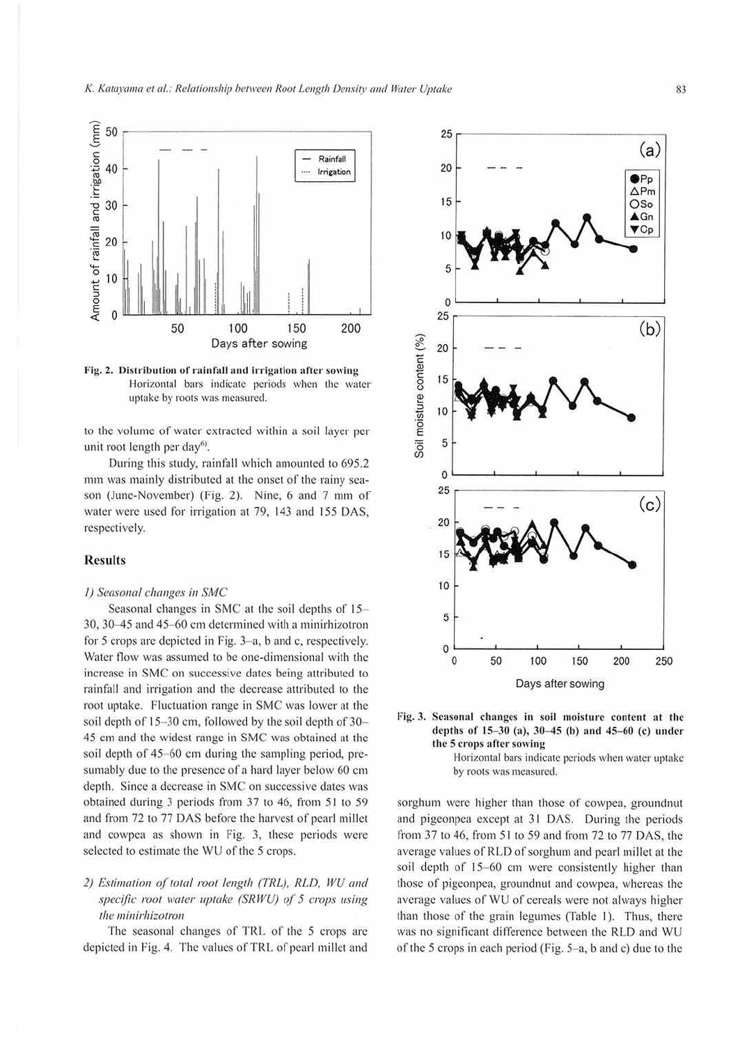Fig. 2. **Distribution of rainfall and irrigation after sowing**
Horizontal bars indicate periods when the water uptake by roots was measured.

to the volume of water extracted within a soil layer per unit root length per day[6].

During this study, rainfall which amounted to 695.2 mm was mainly distributed at the onset of the rainy season (June-November) (Fig. 2). Nine, 6 and 7 mm of water were used for irrigation at 79, 143 and 155 DAS, respectively.

## Results

### *1) Seasonal changes in SMC*

Seasonal changes in SMC at the soil depths of 15–30, 30–45 and 45–60 cm determined with a minirhizotron for 5 crops are depicted in Fig. 3–a, b and c, respectively. Water flow was assumed to be one-dimensional with the increase in SMC on successive dates being attributed to rainfall and irrigation and the decrease attributed to the root uptake. Fluctuation range in SMC was lower at the soil depth of 15–30 cm, followed by the soil depth of 30–45 cm and the widest range in SMC was obtained at the soil depth of 45–60 cm during the sampling period, presumably due to the presence of a hard layer below 60 cm depth. Since a decrease in SMC on successive dates was obtained during 3 periods from 37 to 46, from 51 to 59 and from 72 to 77 DAS before the harvest of pearl millet and cowpea as shown in Fig. 3, these periods were selected to estimate the WU of the 5 crops.

### *2) Estimation of total root length (TRL), RLD, WU and specific root water uptake (SRWU) of 5 crops using the minirhizotron*

The seasonal changes of TRL of the 5 crops are depicted in Fig. 4. The values of TRL of pearl millet and sorghum were higher than those of cowpea, groundnut and pigeonpea except at 31 DAS. During the periods from 37 to 46, from 51 to 59 and from 72 to 77 DAS, the average values of RLD of sorghum and pearl millet at the soil depth of 15–60 cm were consistently higher than those of pigeonpea, groundnut and cowpea, whereas the average values of WU of cereals were not always higher than those of the grain legumes (Table 1). Thus, there was no significant difference between the RLD and WU of the 5 crops in each period (Fig. 5–a, b and c) due to the

Fig. 3. **Seasonal changes in soil moisture content at the depths of 15–30 (a), 30–45 (b) and 45–60 (c) under the 5 crops after sowing**
Horizontal bars indicate periods when water uptake by roots was measured.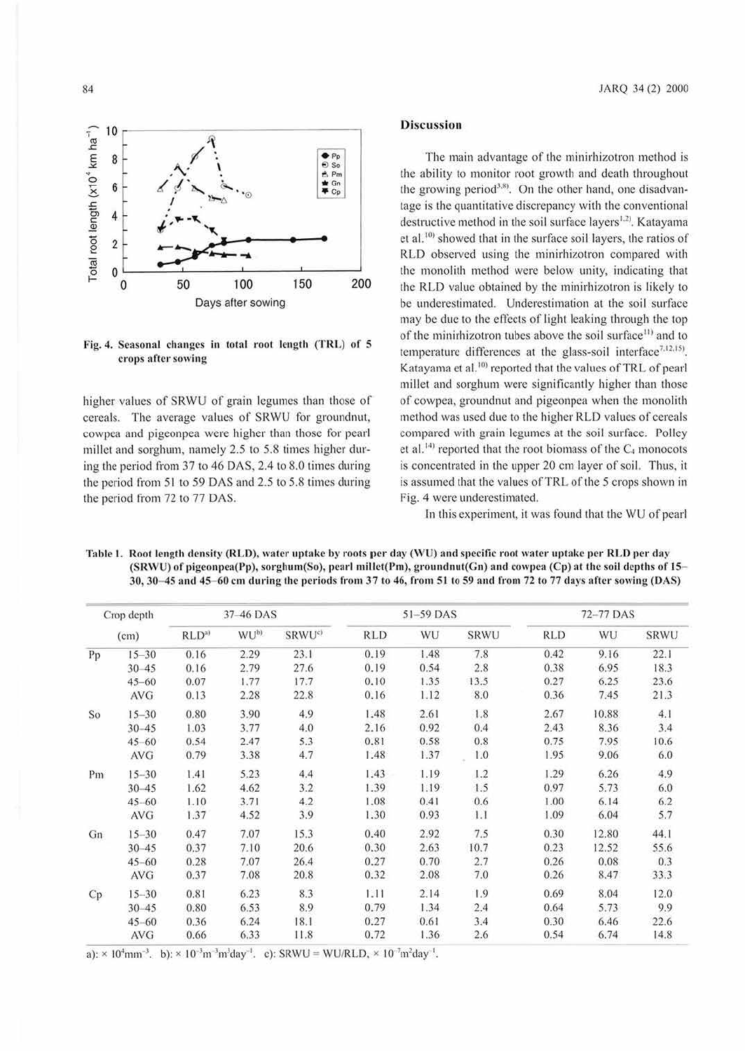Fig. 4. Seasonal changes in total root length (TRL) of 5 crops after sowing

higher values of SRWU of grain legumes than those of cereals. The average values of SRWU for groundnut, cowpea and pigeonpea were higher than those for pearl millet and sorghum, namely 2.5 to 5.8 times higher during the period from 37 to 46 DAS, 2.4 to 8.0 times during the period from 51 to 59 DAS and 2.5 to 5.8 times during the period from 72 to 77 DAS.

## Discussion

The main advantage of the minirhizotron method is the ability to monitor root growth and death throughout the growing period[3,8]. On the other hand, one disadvantage is the quantitative discrepancy with the conventional destructive method in the soil surface layers[1,2]. Katayama et al.[10] showed that in the surface soil layers, the ratios of RLD observed using the minirhizotron compared with the monolith method were below unity, indicating that the RLD value obtained by the minirhizotron is likely to be underestimated. Underestimation at the soil surface may be due to the effects of light leaking through the top of the minirhizotron tubes above the soil surface[11] and to temperature differences at the glass-soil interface[7,12,15]. Katayama et al.[10] reported that the values of TRL of pearl millet and sorghum were significantly higher than those of cowpea, groundnut and pigeonpea when the monolith method was used due to the higher RLD values of cereals compared with grain legumes at the soil surface. Polley et al.[14] reported that the root biomass of the $C_4$ monocots is concentrated in the upper 20 cm layer of soil. Thus, it is assumed that the values of TRL of the 5 crops shown in Fig. 4 were underestimated.

In this experiment, it was found that the WU of pearl

Table 1. Root length density (RLD), water uptake by roots per day (WU) and specific root water uptake per RLD per day (SRWU) of pigeonpea(Pp), sorghum(So), pearl millet(Pm), groundnut(Gn) and cowpea (Cp) at the soil depths of 15–30, 30–45 and 45–60 cm during the periods from 37 to 46, from 51 to 59 and from 72 to 77 days after sowing (DAS)

| Crop | depth (cm) | 37–46 DAS | | | 51–59 DAS | | | 72–77 DAS | | |
|---|---|---|---|---|---|---|---|---|---|---|
| | | RLD[a] | WU[b] | SRWU[c] | RLD | WU | SRWU | RLD | WU | SRWU |
| Pp | 15–30 | 0.16 | 2.29 | 23.1 | 0.19 | 1.48 | 7.8 | 0.42 | 9.16 | 22.1 |
| | 30–45 | 0.16 | 2.79 | 27.6 | 0.19 | 0.54 | 2.8 | 0.38 | 6.95 | 18.3 |
| | 45–60 | 0.07 | 1.77 | 17.7 | 0.10 | 1.35 | 13.5 | 0.27 | 6.25 | 23.6 |
| | AVG | 0.13 | 2.28 | 22.8 | 0.16 | 1.12 | 8.0 | 0.36 | 7.45 | 21.3 |
| So | 15–30 | 0.80 | 3.90 | 4.9 | 1.48 | 2.61 | 1.8 | 2.67 | 10.88 | 4.1 |
| | 30–45 | 1.03 | 3.77 | 4.0 | 2.16 | 0.92 | 0.4 | 2.43 | 8.36 | 3.4 |
| | 45–60 | 0.54 | 2.47 | 5.3 | 0.81 | 0.58 | 0.8 | 0.75 | 7.95 | 10.6 |
| | AVG | 0.79 | 3.38 | 4.7 | 1.48 | 1.37 | 1.0 | 1.95 | 9.06 | 6.0 |
| Pm | 15–30 | 1.41 | 5.23 | 4.4 | 1.43 | 1.19 | 1.2 | 1.29 | 6.26 | 4.9 |
| | 30–45 | 1.62 | 4.62 | 3.2 | 1.39 | 1.19 | 1.5 | 0.97 | 5.73 | 6.0 |
| | 45–60 | 1.10 | 3.71 | 4.2 | 1.08 | 0.41 | 0.6 | 1.00 | 6.14 | 6.2 |
| | AVG | 1.37 | 4.52 | 3.9 | 1.30 | 0.93 | 1.1 | 1.09 | 6.04 | 5.7 |
| Gn | 15–30 | 0.47 | 7.07 | 15.3 | 0.40 | 2.92 | 7.5 | 0.30 | 12.80 | 44.1 |
| | 30–45 | 0.37 | 7.10 | 20.6 | 0.30 | 2.63 | 10.7 | 0.23 | 12.52 | 55.6 |
| | 45–60 | 0.28 | 7.07 | 26.4 | 0.27 | 0.70 | 2.7 | 0.26 | 0.08 | 0.3 |
| | AVG | 0.37 | 7.08 | 20.8 | 0.32 | 2.08 | 7.0 | 0.26 | 8.47 | 33.3 |
| Cp | 15–30 | 0.81 | 6.23 | 8.3 | 1.11 | 2.14 | 1.9 | 0.69 | 8.04 | 12.0 |
| | 30–45 | 0.80 | 6.53 | 8.9 | 0.79 | 1.34 | 2.4 | 0.64 | 5.73 | 9.9 |
| | 45–60 | 0.36 | 6.24 | 18.1 | 0.27 | 0.61 | 3.4 | 0.30 | 6.46 | 22.6 |
| | AVG | 0.66 | 6.33 | 11.8 | 0.72 | 1.36 | 2.6 | 0.54 | 6.74 | 14.8 |

a): $\times 10^{4}$ mm$^{-3}$. b): $\times 10^{-3}$ m$^{-3}$m$^{3}$day$^{-1}$. c): SRWU = WU/RLD, $\times 10^{-7}$ m$^{2}$day$^{-1}$.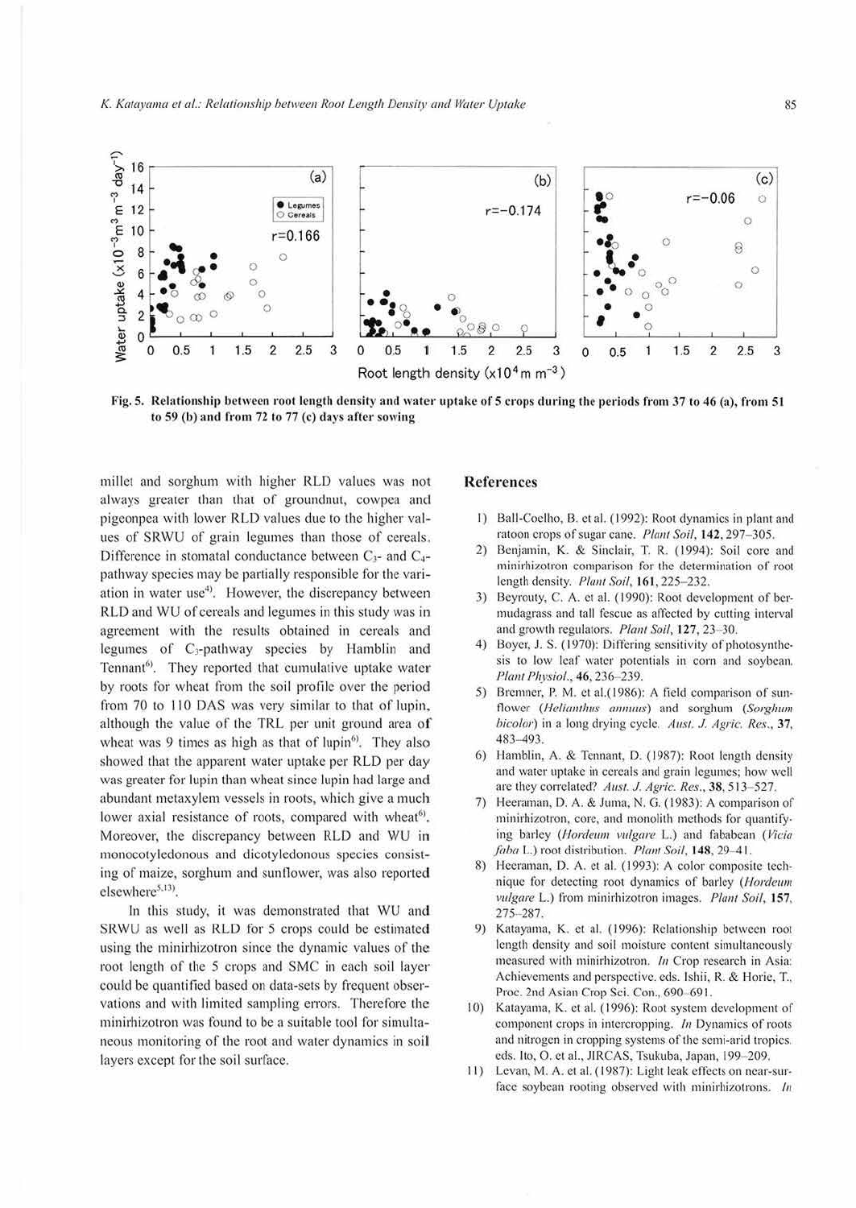Fig. 5. Relationship between root length density and water uptake of 5 crops during the periods from 37 to 46 (a), from 51 to 59 (b) and from 72 to 77 (c) days after sowing

millet and sorghum with higher RLD values was not always greater than that of groundnut, cowpea and pigeonpea with lower RLD values due to the higher values of SRWU of grain legumes than those of cereals. Difference in stomatal conductance between $C_3$- and $C_4$-pathway species may be partially responsible for the variation in water use[4]. However, the discrepancy between RLD and WU of cereals and legumes in this study was in agreement with the results obtained in cereals and legumes of $C_3$-pathway species by Hamblin and Tennant[6]. They reported that cumulative uptake water by roots for wheat from the soil profile over the period from 70 to 110 DAS was very similar to that of lupin, although the value of the TRL per unit ground area of wheat was 9 times as high as that of lupin[6]. They also showed that the apparent water uptake per RLD per day was greater for lupin than wheat since lupin had large and abundant metaxylem vessels in roots, which give a much lower axial resistance of roots, compared with wheat[6]. Moreover, the discrepancy between RLD and WU in monocotyledonous and dicotyledonous species consisting of maize, sorghum and sunflower, was also reported elsewhere[5,13].

In this study, it was demonstrated that WU and SRWU as well as RLD for 5 crops could be estimated using the minirhizotron since the dynamic values of the root length of the 5 crops and SMC in each soil layer could be quantified based on data-sets by frequent observations and with limited sampling errors. Therefore the minirhizotron was found to be a suitable tool for simultaneous monitoring of the root and water dynamics in soil layers except for the soil surface.

## References

1) Ball-Coelho, B. et al. (1992): Root dynamics in plant and ratoon crops of sugar cane. *Plant Soil*, **142**, 297–305.
2) Benjamin, K. & Sinclair, T. R. (1994): Soil core and minirhizotron comparison for the determination of root length density. *Plant Soil*, **161**, 225–232.
3) Beyrouty, C. A. et al. (1990): Root development of bermudagrass and tall fescue as affected by cutting interval and growth regulators. *Plant Soil*, **127**, 23–30.
4) Boyer, J. S. (1970): Differing sensitivity of photosynthesis to low leaf water potentials in corn and soybean. *Plant Physiol*., **46**, 236–239.
5) Bremner, P. M. et al.(1986): A field comparison of sunflower (*Helianthus annuus*) and sorghum (*Sorghum bicolor*) in a long drying cycle. *Aust. J. Agric. Res*., **37**, 483–493.
6) Hamblin, A. & Tennant, D. (1987): Root length density and water uptake in cereals and grain legumes; how well are they correlated? *Aust. J. Agric. Res*., **38**, 513–527.
7) Heeraman, D. A. & Juma, N. G. (1983): A comparison of minirhizotron, core, and monolith methods for quantifying barley (*Hordeum vulgare* L.) and fababean (*Vicia faba* L.) root distribution. *Plant Soil*, **148**, 29–41.
8) Heeraman, D. A. et al. (1993): A color composite technique for detecting root dynamics of barley (*Hordeum vulgare* L.) from minirhizotron images. *Plant Soil*, **157**, 275–287.
9) Katayama, K. et al. (1996): Relationship between root length density and soil moisture content simultaneously measured with minirhizotron. *In* Crop research in Asia: Achievements and perspective. eds. Ishii, R. & Horie, T., Proc. 2nd Asian Crop Sci. Con., 690–691.
10) Katayama, K. et al. (1996): Root system development of component crops in intercropping. *In* Dynamics of roots and nitrogen in cropping systems of the semi-arid tropics. eds. Ito, O. et al., JIRCAS, Tsukuba, Japan, 199–209.
11) Levan, M. A. et al. (1987): Light leak effects on near-surface soybean rooting observed with minirhizotrons. *In*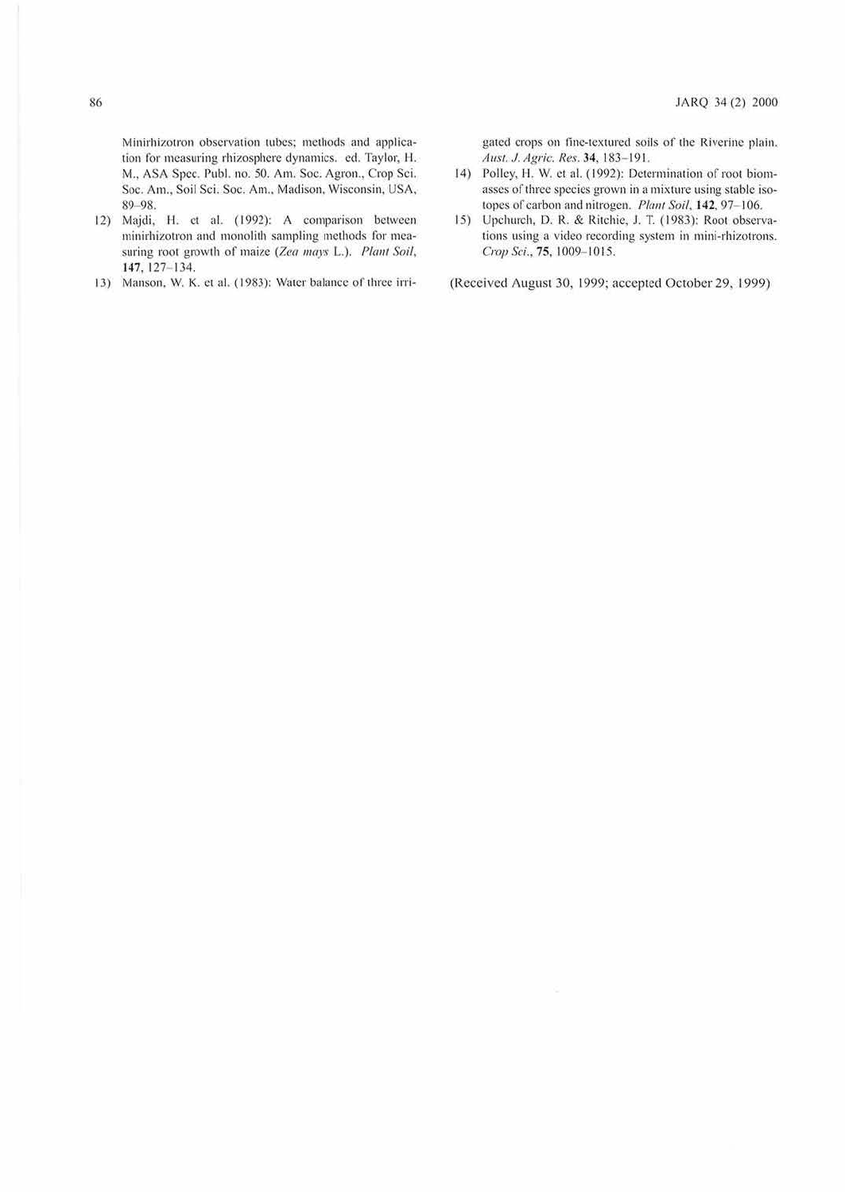Minirhizotron observation tubes; methods and application for measuring rhizosphere dynamics. ed. Taylor, H. M., ASA Spec. Publ. no. 50. Am. Soc. Agron., Crop Sci. Soc. Am., Soil Sci. Soc. Am., Madison, Wisconsin, USA, 89–98.

12) Majdi, H. et al. (1992): A comparison between minirhizotron and monolith sampling methods for measuring root growth of maize (*Zea mays* L.). *Plant Soil*, **147**, 127–134.

13) Manson, W. K. et al. (1983): Water balance of three irrigated crops on fine-textured soils of the Riverine plain. *Aust. J. Agric. Res.* **34**, 183–191.

14) Polley, H. W. et al. (1992): Determination of root biomasses of three species grown in a mixture using stable isotopes of carbon and nitrogen. *Plant Soil*, **142**, 97–106.

15) Upchurch, D. R. & Ritchie, J. T. (1983): Root observations using a video recording system in mini-rhizotrons. *Crop Sci.*, **75**, 1009–1015.

(Received August 30, 1999; accepted October 29, 1999)